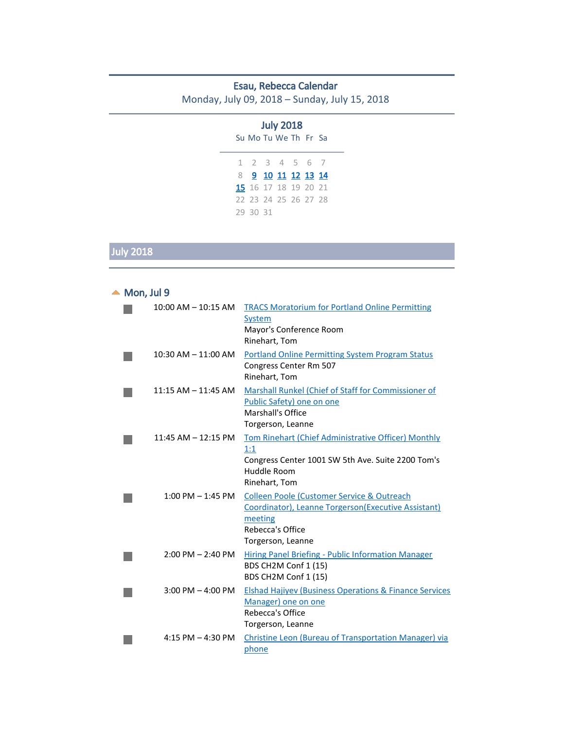# Esau, Rebecca Calendar

Monday, July 09, 2018 – Sunday, July 15, 2018

### July 2018

| Su | Mo | Tu | We | Th | Fr | Sa |
|---|---|---|---|---|---|---|
| 1 | 2 | 3 | 4 | 5 | 6 | 7 |
| 8 | 9 | 10 | 11 | 12 | 13 | 14 |
| 15 | 16 | 17 | 18 | 19 | 20 | 21 |
| 22 | 23 | 24 | 25 | 26 | 27 | 28 |
| 29 | 30 | 31 | | | | |

## July 2018

### Mon, Jul 9

| Time | Event |
|---|---|
| 10:00 AM – 10:15 AM | TRACS Moratorium for Portland Online Permitting System<br>Mayor's Conference Room<br>Rinehart, Tom |
| 10:30 AM – 11:00 AM | Portland Online Permitting System Program Status<br>Congress Center Rm 507<br>Rinehart, Tom |
| 11:15 AM – 11:45 AM | Marshall Runkel (Chief of Staff for Commissioner of Public Safety) one on one<br>Marshall's Office<br>Torgerson, Leanne |
| 11:45 AM – 12:15 PM | Tom Rinehart (Chief Administrative Officer) Monthly 1:1<br>Congress Center 1001 SW 5th Ave. Suite 2200 Tom's Huddle Room<br>Rinehart, Tom |
| 1:00 PM – 1:45 PM | Colleen Poole (Customer Service & Outreach Coordinator), Leanne Torgerson(Executive Assistant) meeting<br>Rebecca's Office<br>Torgerson, Leanne |
| 2:00 PM – 2:40 PM | Hiring Panel Briefing - Public Information Manager<br>BDS CH2M Conf 1 (15)<br>BDS CH2M Conf 1 (15) |
| 3:00 PM – 4:00 PM | Elshad Hajiyev (Business Operations & Finance Services Manager) one on one<br>Rebecca's Office<br>Torgerson, Leanne |
| 4:15 PM – 4:30 PM | Christine Leon (Bureau of Transportation Manager) via phone |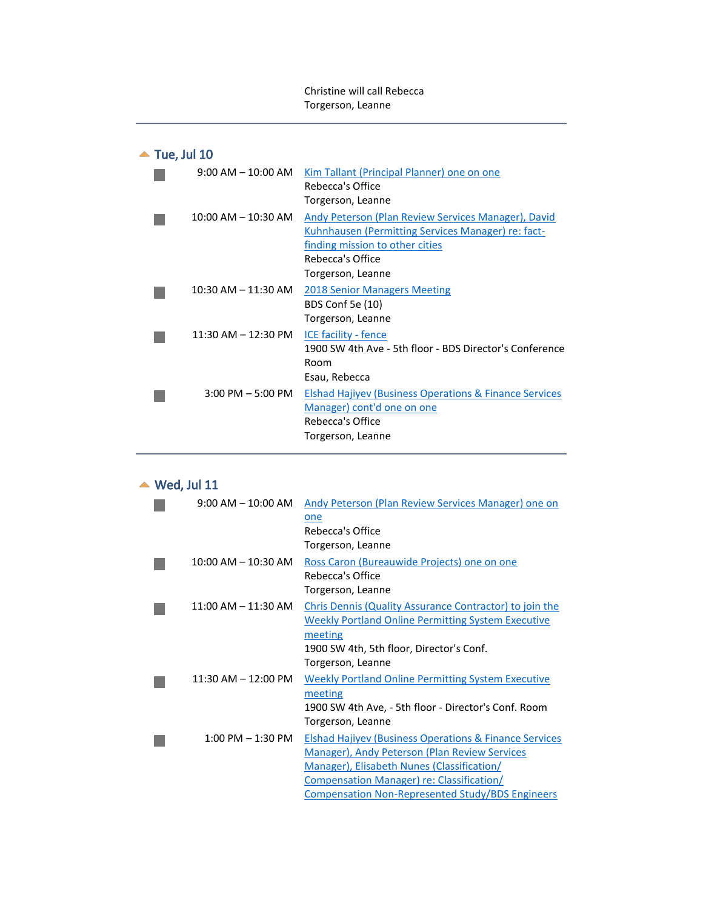Christine will call Rebecca
Torgerson, Leanne

---

## Tue, Jul 10

- 9:00 AM – 10:00 AM
  Kim Tallant (Principal Planner) one on one
  Rebecca's Office
  Torgerson, Leanne

- 10:00 AM – 10:30 AM
  Andy Peterson (Plan Review Services Manager), David Kuhnhausen (Permitting Services Manager) re: fact-finding mission to other cities
  Rebecca's Office
  Torgerson, Leanne

- 10:30 AM – 11:30 AM
  2018 Senior Managers Meeting
  BDS Conf 5e (10)
  Torgerson, Leanne

- 11:30 AM – 12:30 PM
  ICE facility - fence
  1900 SW 4th Ave - 5th floor - BDS Director's Conference Room
  Esau, Rebecca

- 3:00 PM – 5:00 PM
  Elshad Hajiyev (Business Operations & Finance Services Manager) cont'd one on one
  Rebecca's Office
  Torgerson, Leanne

---

## Wed, Jul 11

- 9:00 AM – 10:00 AM
  Andy Peterson (Plan Review Services Manager) one on one
  Rebecca's Office
  Torgerson, Leanne

- 10:00 AM – 10:30 AM
  Ross Caron (Bureauwide Projects) one on one
  Rebecca's Office
  Torgerson, Leanne

- 11:00 AM – 11:30 AM
  Chris Dennis (Quality Assurance Contractor) to join the Weekly Portland Online Permitting System Executive meeting
  1900 SW 4th, 5th floor, Director's Conf.
  Torgerson, Leanne

- 11:30 AM – 12:00 PM
  Weekly Portland Online Permitting System Executive meeting
  1900 SW 4th Ave, - 5th floor - Director's Conf. Room
  Torgerson, Leanne

- 1:00 PM – 1:30 PM
  Elshad Hajiyev (Business Operations & Finance Services Manager), Andy Peterson (Plan Review Services Manager), Elisabeth Nunes (Classification/ Compensation Manager) re: Classification/ Compensation Non-Represented Study/BDS Engineers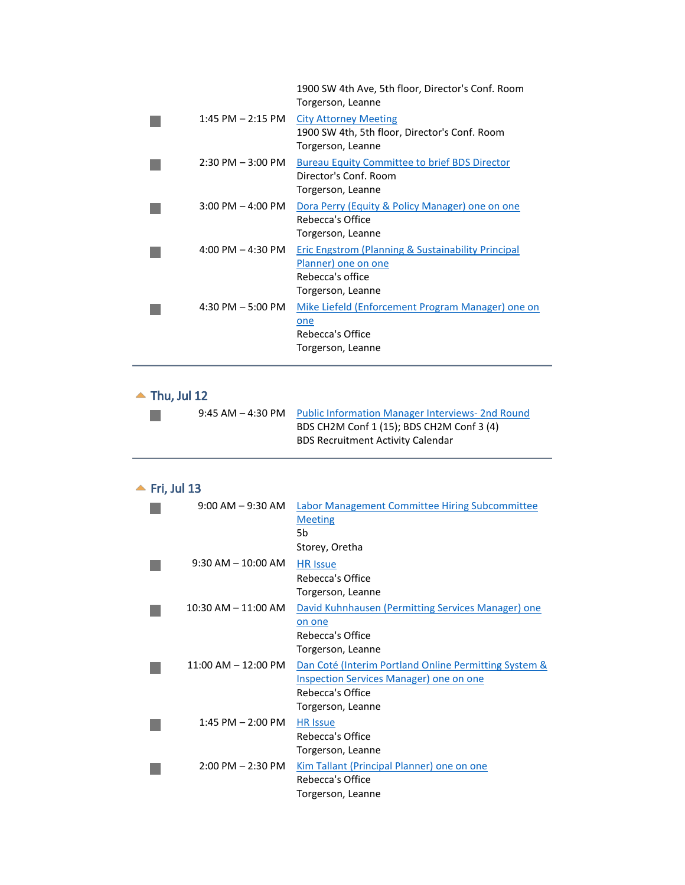1900 SW 4th Ave, 5th floor, Director's Conf. Room
Torgerson, Leanne

■ 1:45 PM – 2:15 PM [City Attorney Meeting]
1900 SW 4th, 5th floor, Director's Conf. Room
Torgerson, Leanne

■ 2:30 PM – 3:00 PM [Bureau Equity Committee to brief BDS Director]
Director's Conf. Room
Torgerson, Leanne

■ 3:00 PM – 4:00 PM [Dora Perry (Equity & Policy Manager) one on one]
Rebecca's Office
Torgerson, Leanne

■ 4:00 PM – 4:30 PM [Eric Engstrom (Planning & Sustainability Principal Planner) one on one]
Rebecca's office
Torgerson, Leanne

■ 4:30 PM – 5:00 PM [Mike Liefeld (Enforcement Program Manager) one on one]
Rebecca's Office
Torgerson, Leanne

---

## Thu, Jul 12

■ 9:45 AM – 4:30 PM [Public Information Manager Interviews- 2nd Round]
BDS CH2M Conf 1 (15); BDS CH2M Conf 3 (4)
BDS Recruitment Activity Calendar

---

## Fri, Jul 13

■ 9:00 AM – 9:30 AM [Labor Management Committee Hiring Subcommittee Meeting]
5b
Storey, Oretha

■ 9:30 AM – 10:00 AM [HR Issue]
Rebecca's Office
Torgerson, Leanne

■ 10:30 AM – 11:00 AM [David Kuhnhausen (Permitting Services Manager) one on one]
Rebecca's Office
Torgerson, Leanne

■ 11:00 AM – 12:00 PM [Dan Coté (Interim Portland Online Permitting System & Inspection Services Manager) one on one]
Rebecca's Office
Torgerson, Leanne

■ 1:45 PM – 2:00 PM [HR Issue]
Rebecca's Office
Torgerson, Leanne

■ 2:00 PM – 2:30 PM [Kim Tallant (Principal Planner) one on one]
Rebecca's Office
Torgerson, Leanne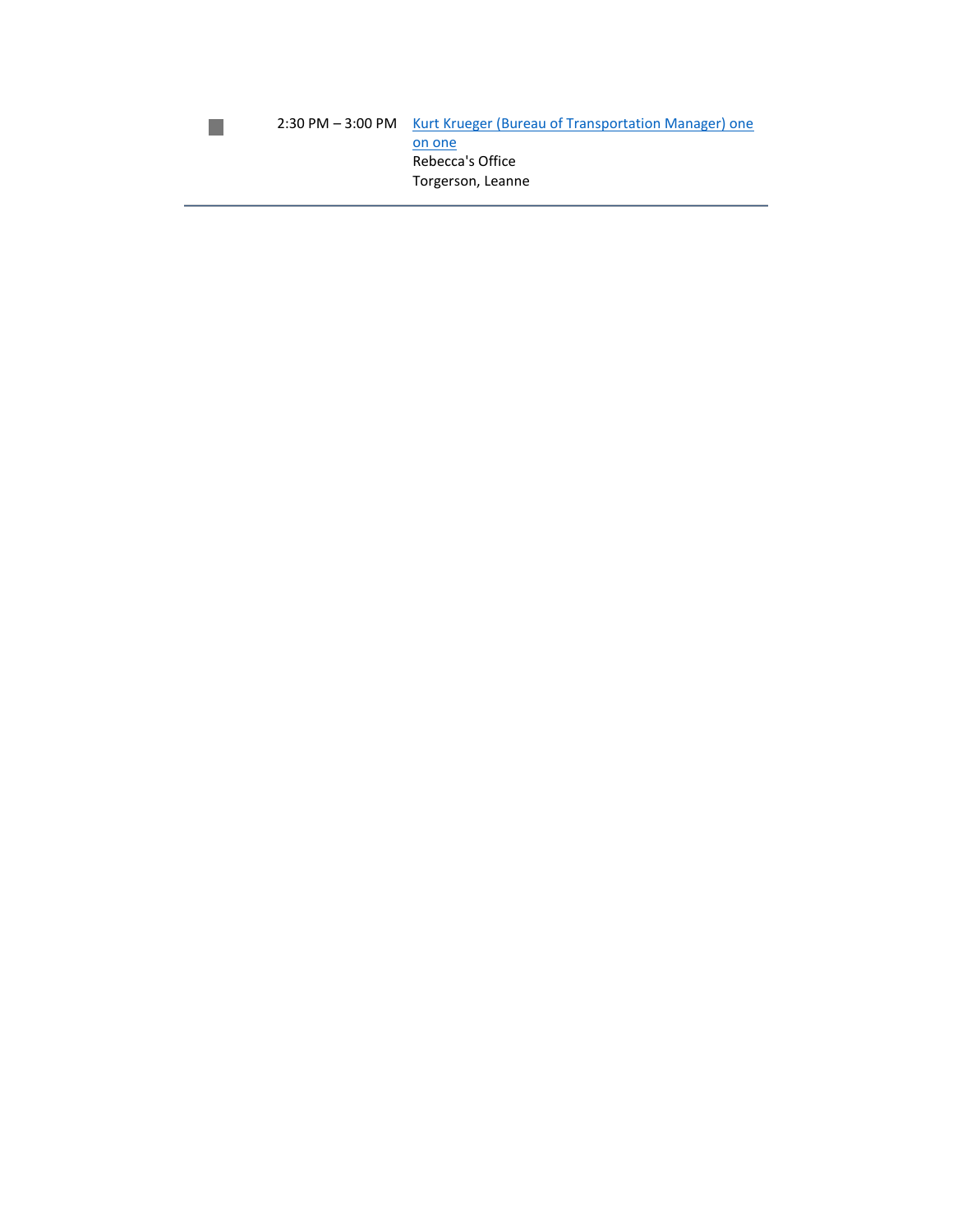| | | |
|---|---|---|
| ■ | 2:30 PM – 3:00 PM | Kurt Krueger (Bureau of Transportation Manager) one on one<br>Rebecca's Office<br>Torgerson, Leanne |